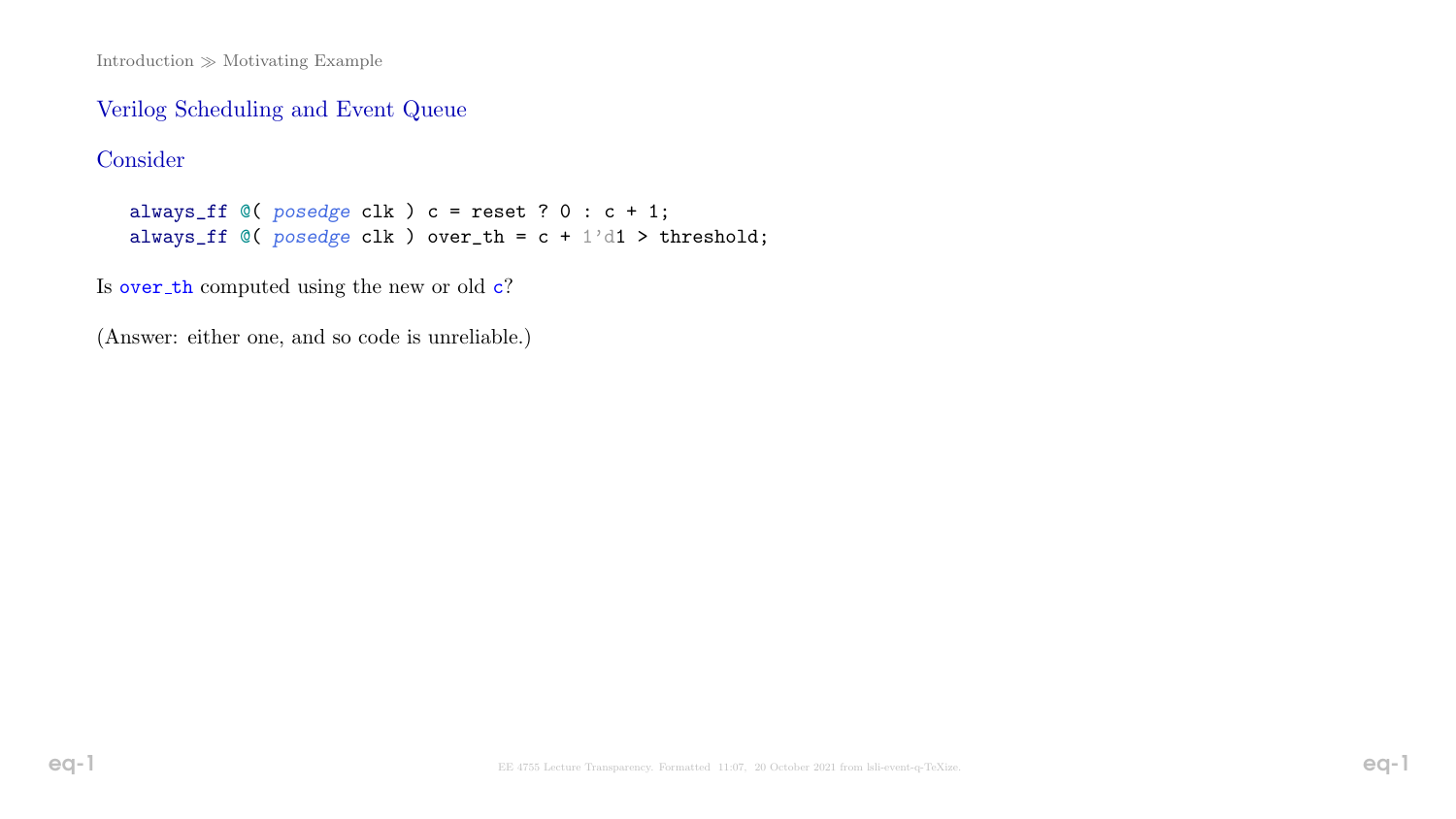Introduction ≫ Motivating Example

## Verilog Scheduling and Event Queue

### Consider

```
always_ff @( posedge clk ) c = reset ? 0 : c + 1;
always_ff @( posedge clk ) over_th = c + 1'd1 > threshold;
```

Is `over_th` computed using the new or old `c`?

(Answer: either one, and so code is unreliable.)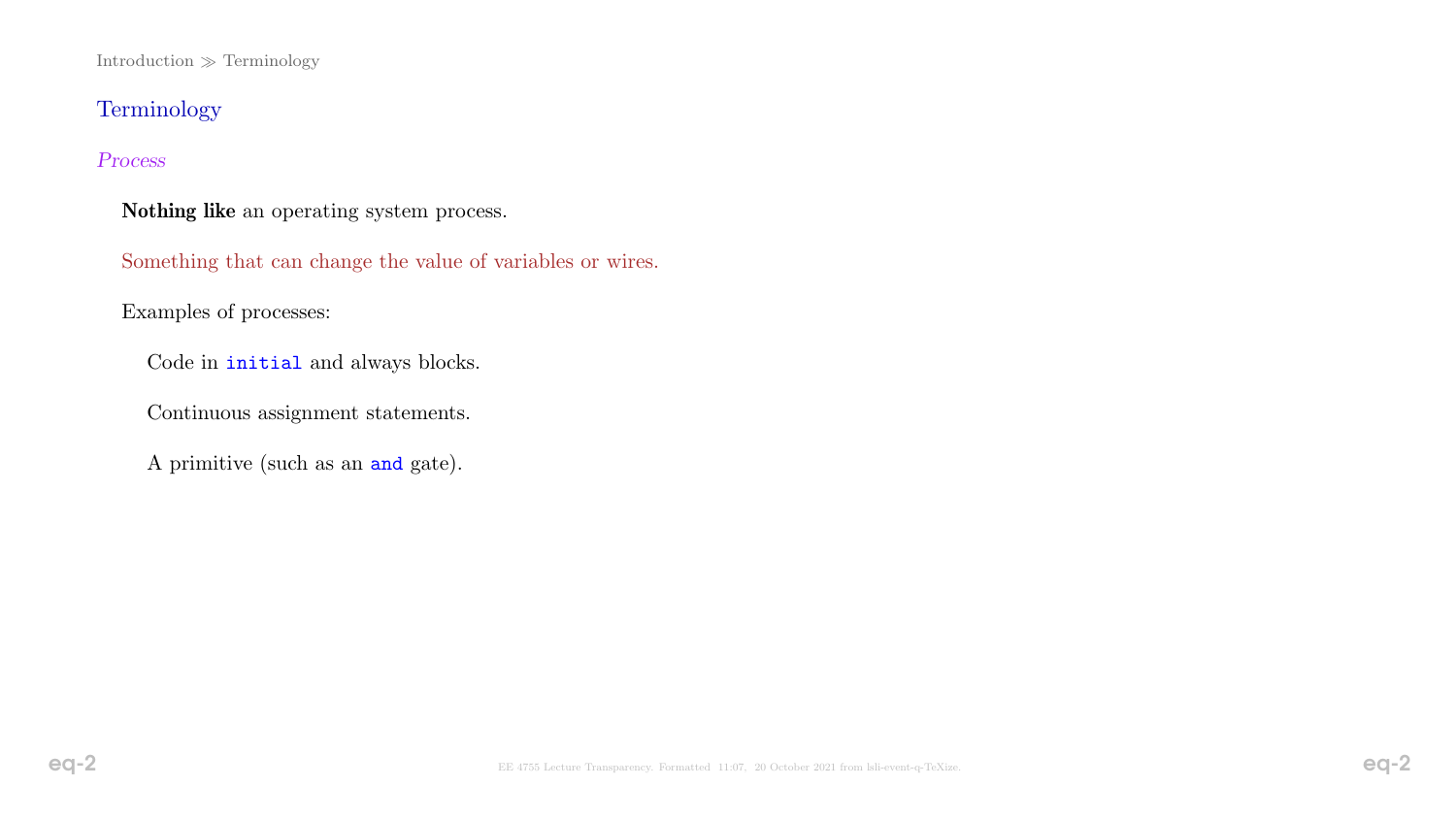Introduction ≫ Terminology

## Terminology

### *Process*

**Nothing like** an operating system process.

Something that can change the value of variables or wires.

Examples of processes:

- Code in `initial` and always blocks.
- Continuous assignment statements.
- A primitive (such as an `and` gate).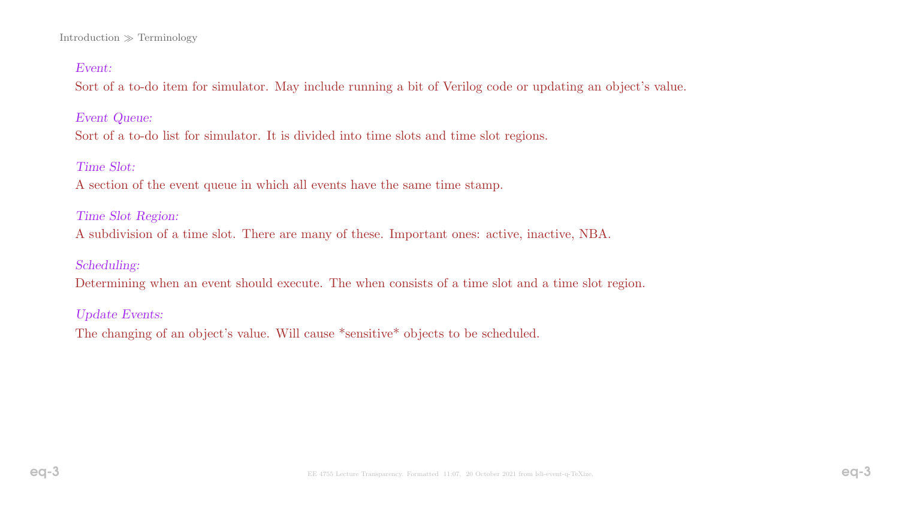*Event:*
Sort of a to-do item for simulator. May include running a bit of Verilog code or updating an object's value.

*Event Queue:*
Sort of a to-do list for simulator. It is divided into time slots and time slot regions.

*Time Slot:*
A section of the event queue in which all events have the same time stamp.

*Time Slot Region:*
A subdivision of a time slot. There are many of these. Important ones: active, inactive, NBA.

*Scheduling:*
Determining when an event should execute. The when consists of a time slot and a time slot region.

*Update Events:*
The changing of an object's value. Will cause *sensitive* objects to be scheduled.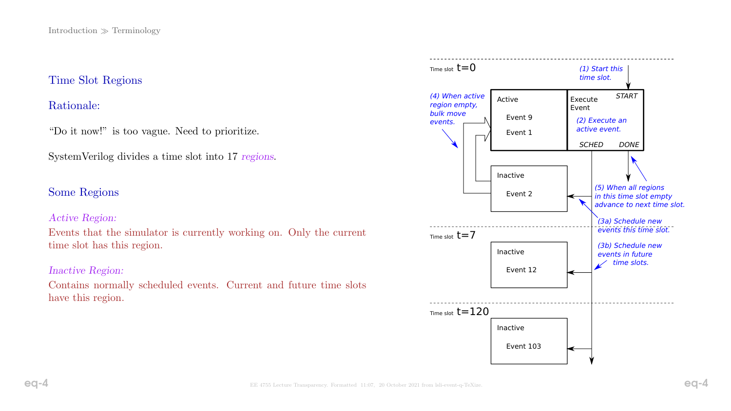## Time Slot Regions

### Rationale:

"Do it now!" is too vague. Need to prioritize.

SystemVerilog divides a time slot into 17 *regions*.

### Some Regions

*Active Region:*

Events that the simulator is currently working on. Only the current time slot has this region.

*Inactive Region:*

Contains normally scheduled events. Current and future time slots have this region.

Time slot t=0

(1) Start this time slot.

Active: Event 9, Event 1

Execute Event: START, SCHED, DONE

(2) Execute an active event.

(4) When active region empty, bulk move events.

Inactive: Event 2

(5) When all regions in this time slot empty advance to next time slot.

(3a) Schedule new events this time slot.

Time slot t=7

Inactive: Event 12

(3b) Schedule new events in future time slots.

Time slot t=120

Inactive: Event 103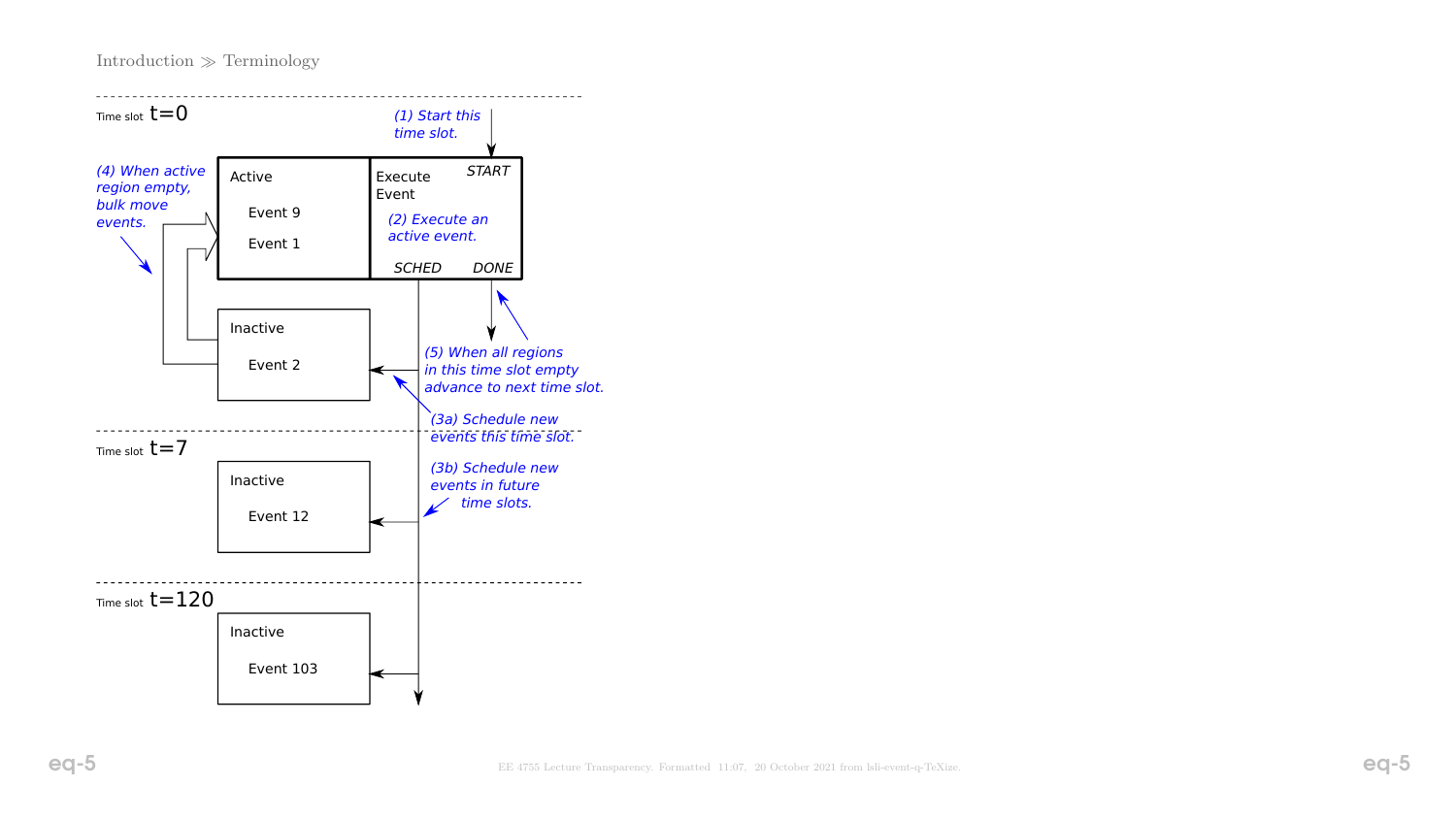Introduction ≫ Terminology

Time slot t=0

(1) Start this time slot.

Active

Event 9

Event 1

Execute Event

START

(2) Execute an active event.

SCHED

DONE

(4) When active region empty, bulk move events.

Inactive

Event 2

(5) When all regions in this time slot empty advance to next time slot.

(3a) Schedule new events this time slot.

Time slot t=7

Inactive

Event 12

(3b) Schedule new events in future time slots.

Time slot t=120

Inactive

Event 103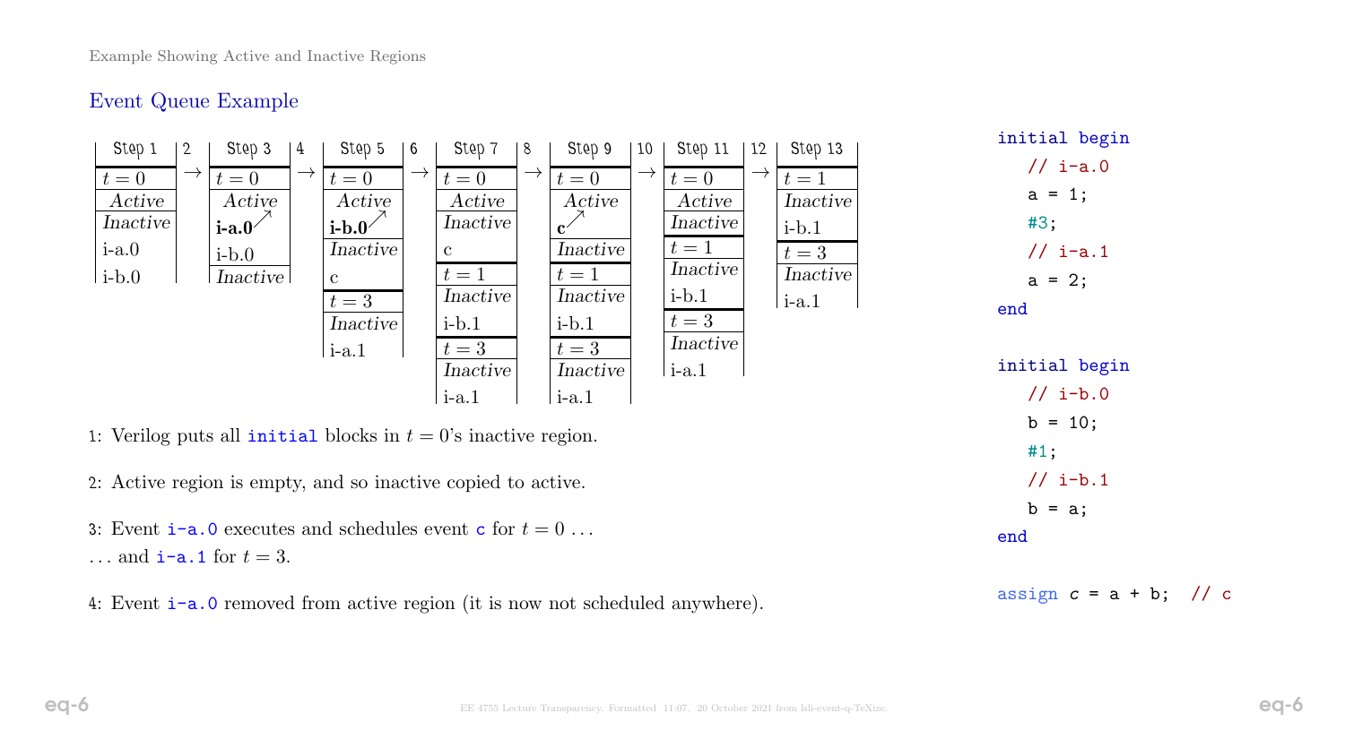## Event Queue Example

| Step 1 | 2 | Step 3 | 4 | Step 5 | 6 | Step 7 | 8 | Step 9 | 10 | Step 11 | 12 | Step 13 |
|---|---|---|---|---|---|---|---|---|---|---|---|---|
| $t = 0$ | → | $t = 0$ | → | $t = 0$ | → | $t = 0$ | → | $t = 0$ | → | $t = 0$ | → | $t = 1$ |
| *Active* | | *Active* | | *Active* | | *Active* | | *Active* | | *Active* | | *Inactive* |
| *Inactive* | | **i-a.0** ↗ | | **i-b.0** ↗ | | *Inactive* | | **c** ↗ | | *Inactive* | | i-b.1 |
| i-a.0 | | i-b.0 | | *Inactive* | | c | | *Inactive* | | $t = 1$ | | $t = 3$ |
| i-b.0 | | *Inactive* | | c | | $t = 1$ | | $t = 1$ | | *Inactive* | | *Inactive* |
| | | | | $t = 3$ | | *Inactive* | | *Inactive* | | i-b.1 | | i-a.1 |
| | | | | *Inactive* | | i-b.1 | | i-b.1 | | $t = 3$ | | |
| | | | | i-a.1 | | $t = 3$ | | $t = 3$ | | *Inactive* | | |
| | | | | | | *Inactive* | | *Inactive* | | i-a.1 | | |
| | | | | | | i-a.1 | | i-a.1 | | | | |

1: Verilog puts all `initial` blocks in $t = 0$'s inactive region.

2: Active region is empty, and so inactive copied to active.

3: Event `i-a.0` executes and schedules event `c` for $t = 0$ ...
... and `i-a.1` for $t = 3$.

4: Event `i-a.0` removed from active region (it is now not scheduled anywhere).

```
initial begin
   // i-a.0
   a = 1;
   #3;
   // i-a.1
   a = 2;
end

initial begin
   // i-b.0
   b = 10;
   #1;
   // i-b.1
   b = a;
end

assign c = a + b;  // c
```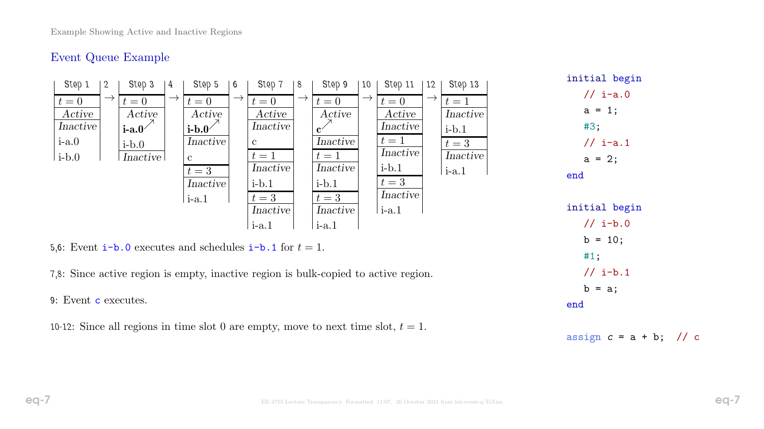Example Showing Active and Inactive Regions

## Event Queue Example

| Step 1 | 2 | Step 3 | 4 | Step 5 | 6 | Step 7 | 8 | Step 9 | 10 | Step 11 | 12 | Step 13 |
|---|---|---|---|---|---|---|---|---|---|---|---|---|
| $t = 0$ | → | $t = 0$ | → | $t = 0$ | → | $t = 0$ | → | $t = 0$ | → | $t = 0$ | → | $t = 1$ |
| *Active* | | *Active* | | *Active* | | *Active* | | *Active* | | *Active* | | *Inactive* |
| *Inactive* | | **i-a.0** ↗ | | **i-b.0** ↗ | | *Inactive* | | **c** ↗ | | *Inactive* | | i-b.1 |
| i-a.0 | | i-b.0 | | *Inactive* | | c | | *Inactive* | | $t = 1$ | | $t = 3$ |
| i-b.0 | | *Inactive* | | c | | $t = 1$ | | $t = 1$ | | *Inactive* | | *Inactive* |
| | | | | $t = 3$ | | *Inactive* | | *Inactive* | | i-b.1 | | i-a.1 |
| | | | | *Inactive* | | i-b.1 | | i-b.1 | | $t = 3$ | | |
| | | | | i-a.1 | | $t = 3$ | | $t = 3$ | | *Inactive* | | |
| | | | | | | *Inactive* | | *Inactive* | | i-a.1 | | |
| | | | | | | i-a.1 | | i-a.1 | | | | |

5,6: Event `i-b.0` executes and schedules `i-b.1` for $t = 1$.

7,8: Since active region is empty, inactive region is bulk-copied to active region.

9: Event `c` executes.

10-12: Since all regions in time slot 0 are empty, move to next time slot, $t = 1$.

```
initial begin
   // i-a.0
   a = 1;
   #3;
   // i-a.1
   a = 2;
end

initial begin
   // i-b.0
   b = 10;
   #1;
   // i-b.1
   b = a;
end

assign c = a + b;  // c
```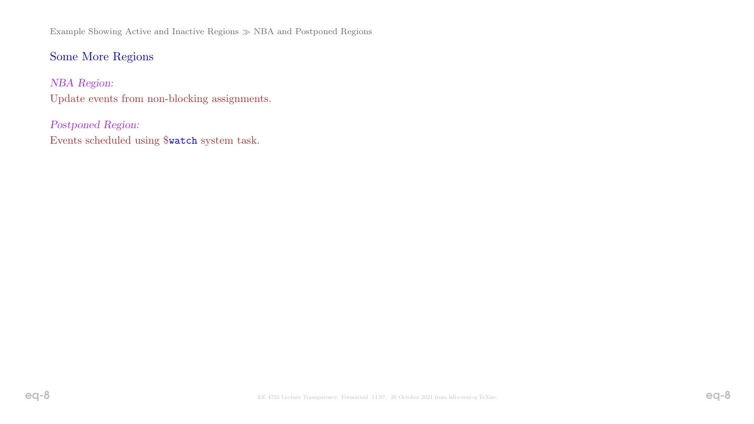## Some More Regions

*NBA Region:*
Update events from non-blocking assignments.

*Postponed Region:*
Events scheduled using `$watch` system task.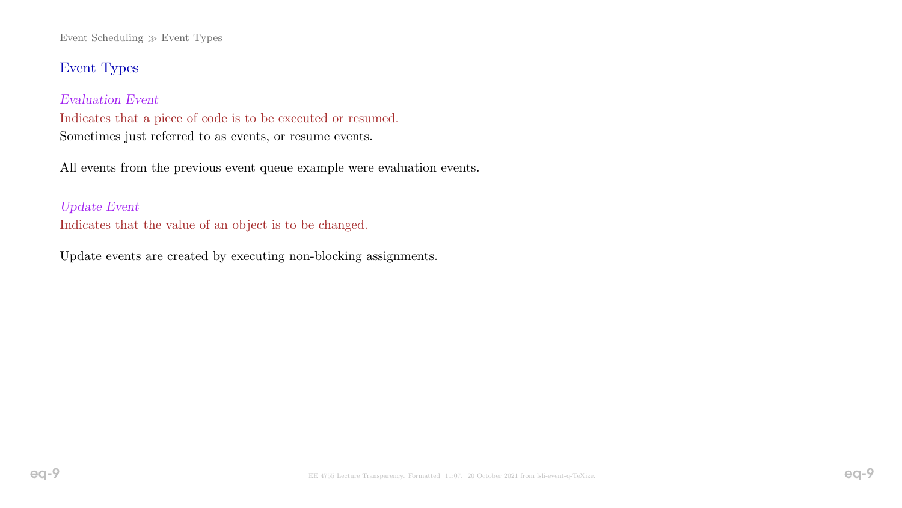## Event Types

*Evaluation Event*

Indicates that a piece of code is to be executed or resumed.
Sometimes just referred to as events, or resume events.

All events from the previous event queue example were evaluation events.

*Update Event*

Indicates that the value of an object is to be changed.

Update events are created by executing non-blocking assignments.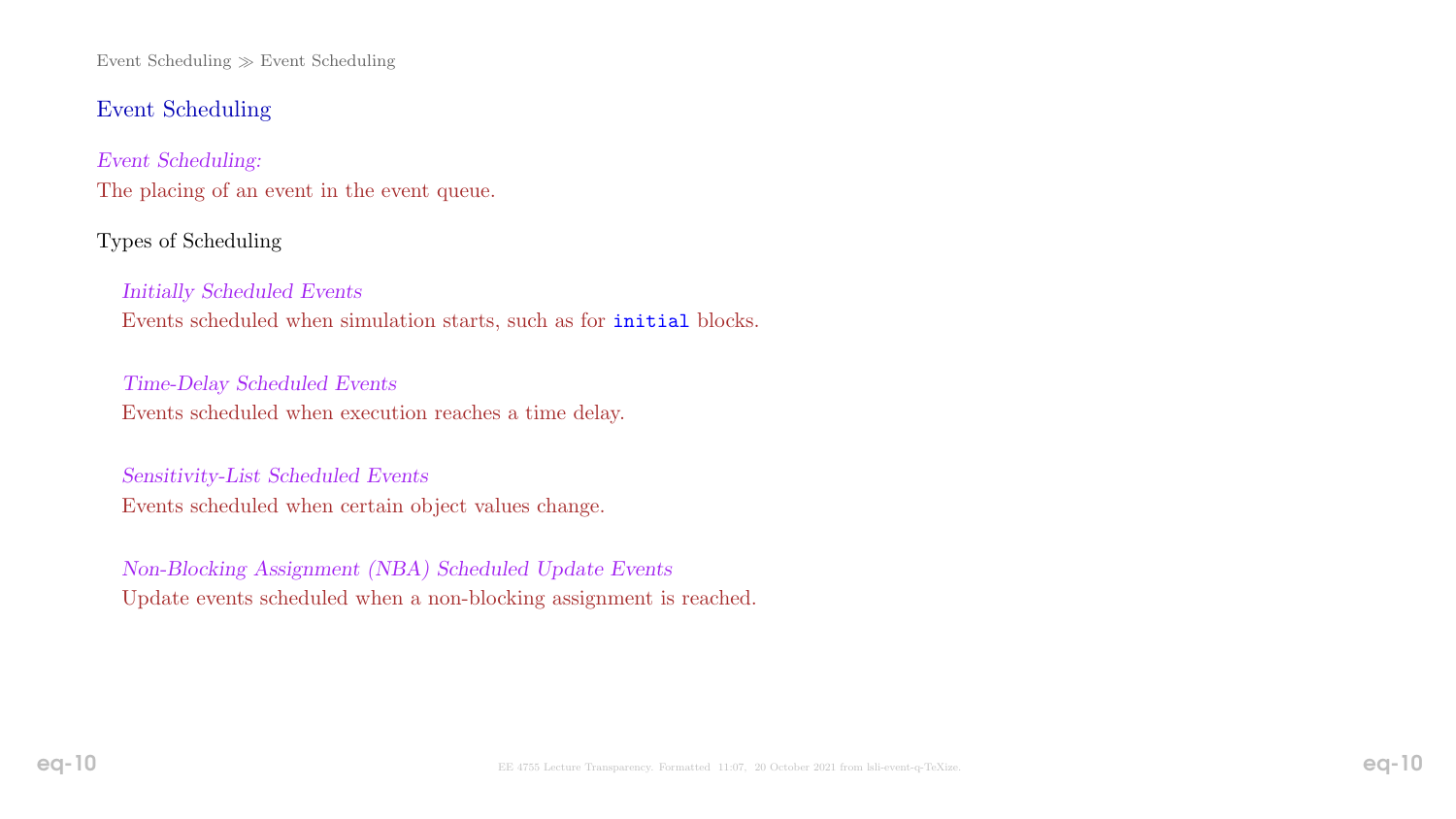## Event Scheduling

*Event Scheduling:*
The placing of an event in the event queue.

Types of Scheduling

*Initially Scheduled Events*
Events scheduled when simulation starts, such as for `initial` blocks.

*Time-Delay Scheduled Events*
Events scheduled when execution reaches a time delay.

*Sensitivity-List Scheduled Events*
Events scheduled when certain object values change.

*Non-Blocking Assignment (NBA) Scheduled Update Events*
Update events scheduled when a non-blocking assignment is reached.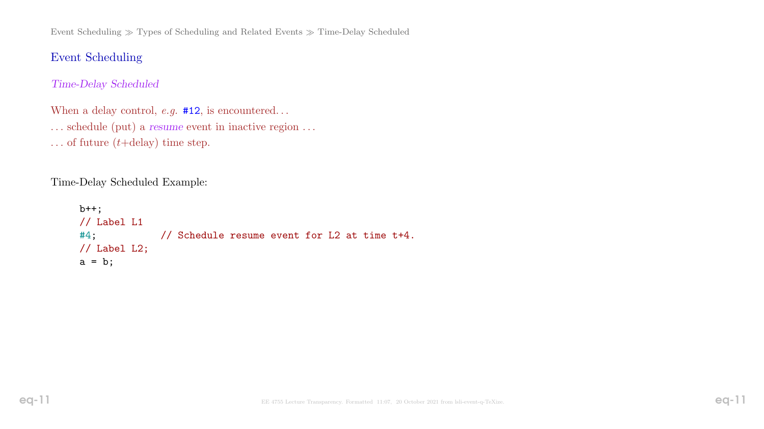## Event Scheduling

### *Time-Delay Scheduled*

When a delay control, *e.g.* `#12`, is encountered. . .

. . . schedule (put) a *resume* event in inactive region . . .

. . . of future ($t$+delay) time step.

Time-Delay Scheduled Example:

```
b++;
// Label L1
#4;           // Schedule resume event for L2 at time t+4.
// Label L2;
a = b;
```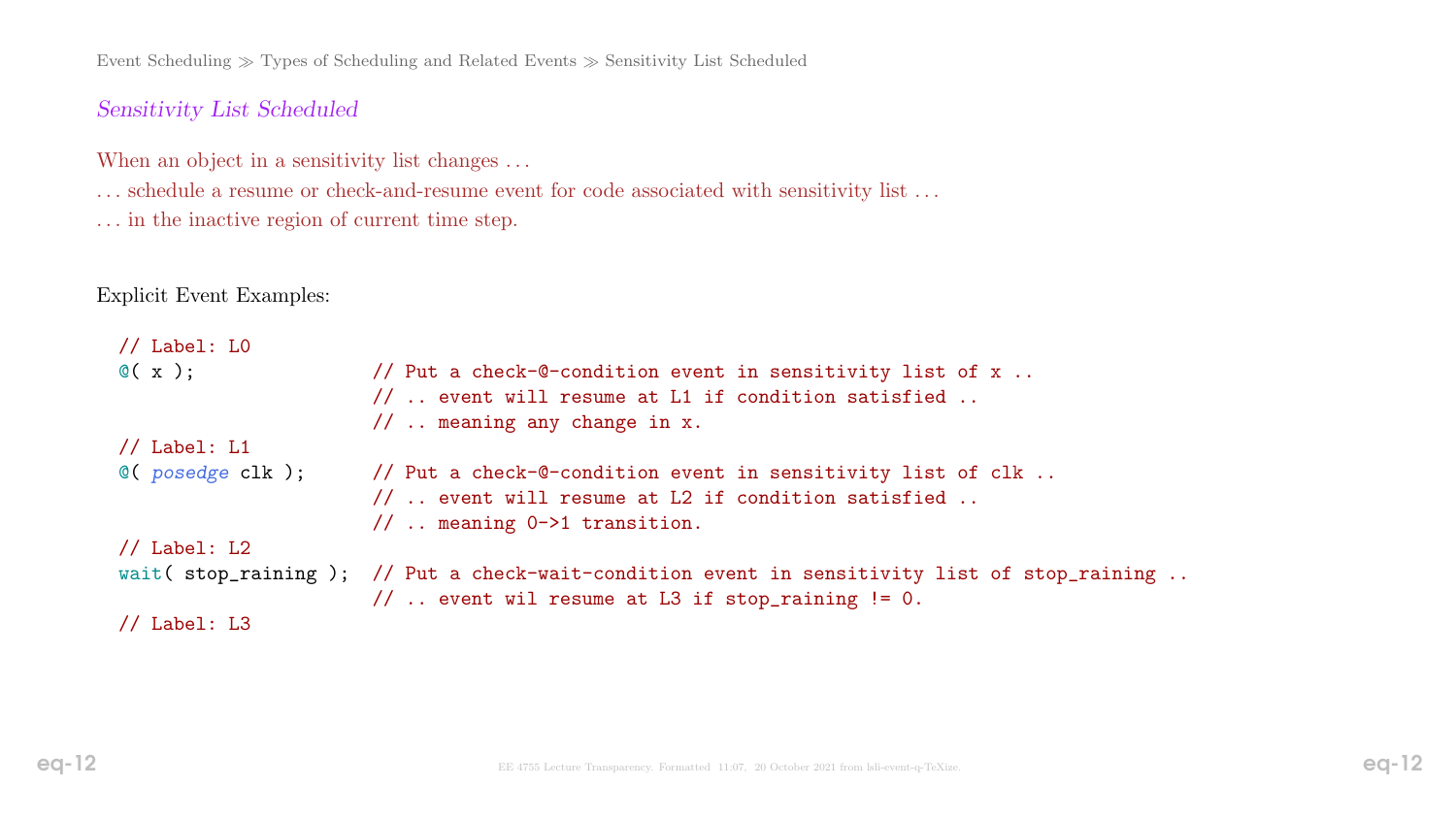## Sensitivity List Scheduled

When an object in a sensitivity list changes . . .

. . . schedule a resume or check-and-resume event for code associated with sensitivity list . . .

. . . in the inactive region of current time step.

Explicit Event Examples:

```
// Label: L0
@( x );               // Put a check-@-condition event in sensitivity list of x ..
                      // .. event will resume at L1 if condition satisfied ..
                      // .. meaning any change in x.
// Label: L1
@( posedge clk );     // Put a check-@-condition event in sensitivity list of clk ..
                      // .. event will resume at L2 if condition satisfied ..
                      // .. meaning 0->1 transition.
// Label: L2
wait( stop_raining ); // Put a check-wait-condition event in sensitivity list of stop_raining ..
                      // .. event wil resume at L3 if stop_raining != 0.
// Label: L3
```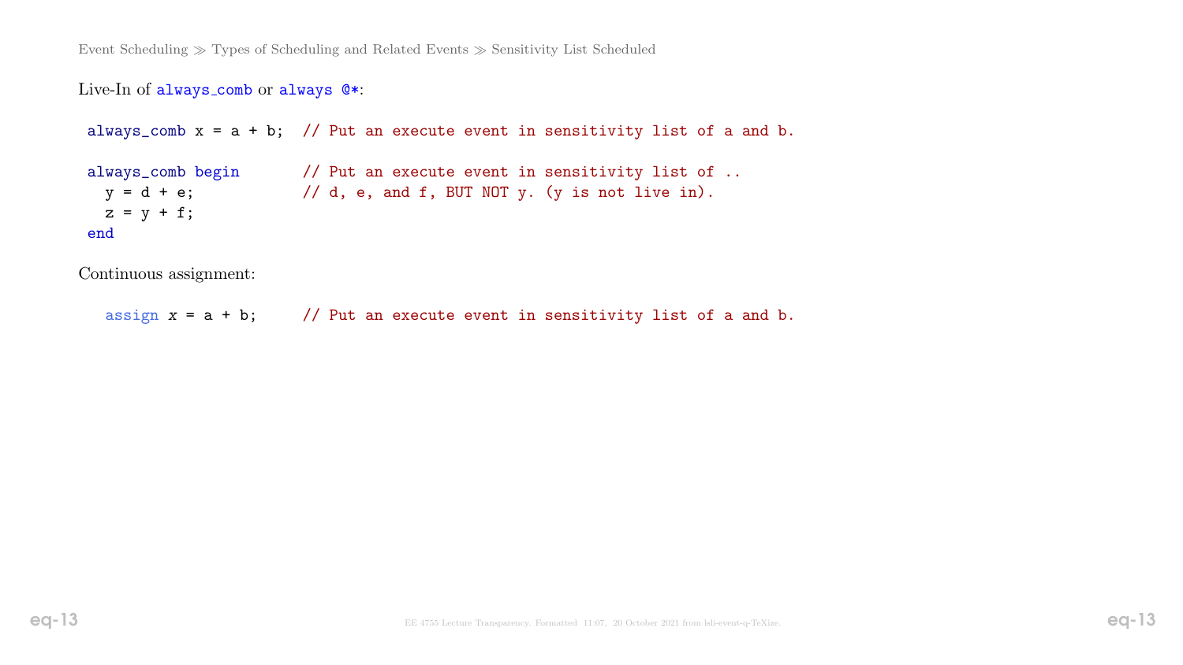Live-In of `always_comb` or `always @*`:

```
always_comb x = a + b;  // Put an execute event in sensitivity list of a and b.

always_comb begin       // Put an execute event in sensitivity list of ..
  y = d + e;            // d, e, and f, BUT NOT y. (y is not live in).
  z = y + f;
end
```

Continuous assignment:

```
  assign x = a + b;     // Put an execute event in sensitivity list of a and b.
```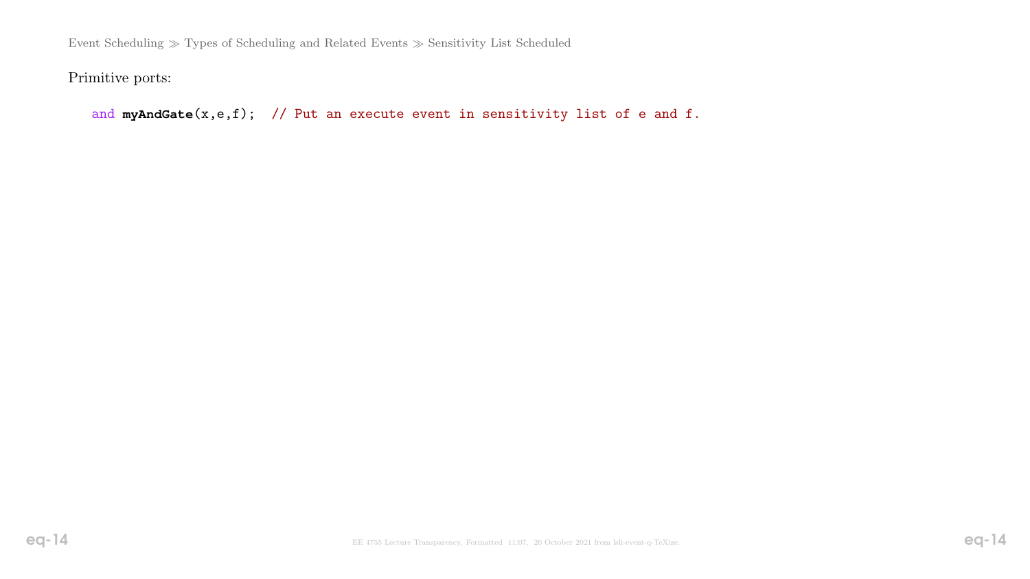Primitive ports:

```
and myAndGate(x,e,f);  // Put an execute event in sensitivity list of e and f.
```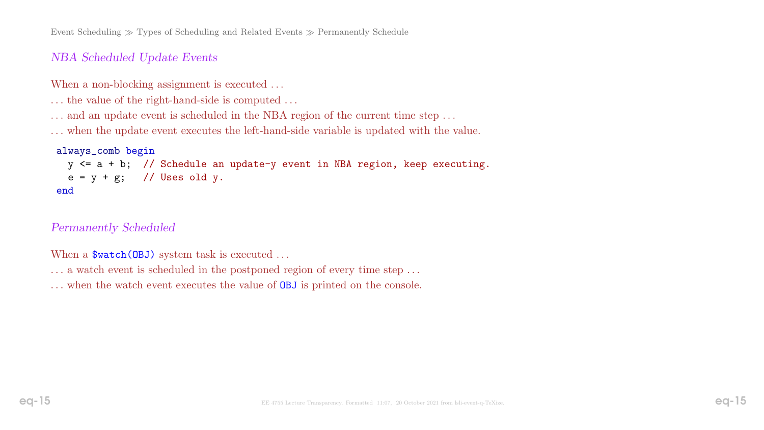## NBA Scheduled Update Events

When a non-blocking assignment is executed . . .

. . . the value of the right-hand-side is computed . . .

. . . and an update event is scheduled in the NBA region of the current time step . . .

. . . when the update event executes the left-hand-side variable is updated with the value.

```
always_comb begin
   y <= a + b;  // Schedule an update-y event in NBA region, keep executing.
   e = y + g;   // Uses old y.
end
```

## Permanently Scheduled

When a `$watch(OBJ)` system task is executed . . .

. . . a watch event is scheduled in the postponed region of every time step . . .

. . . when the watch event executes the value of `OBJ` is printed on the console.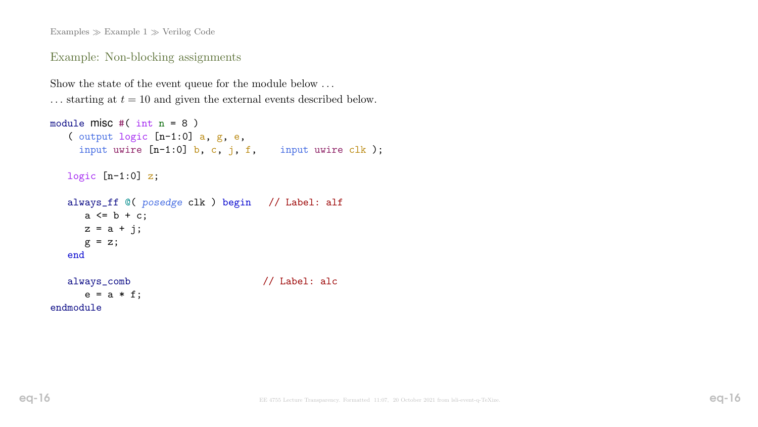Examples ≫ Example 1 ≫ Verilog Code

## Example: Non-blocking assignments

Show the state of the event queue for the module below ...

... starting at $t = 10$ and given the external events described below.

```
module misc #( int n = 8 )
   ( output logic [n-1:0] a, g, e,
     input uwire [n-1:0] b, c, j, f,    input uwire clk );

   logic [n-1:0] z;

   always_ff @( posedge clk ) begin   // Label: alf
      a <= b + c;
      z = a + j;
      g = z;
   end

   always_comb                        // Label: alc
      e = a * f;
endmodule
```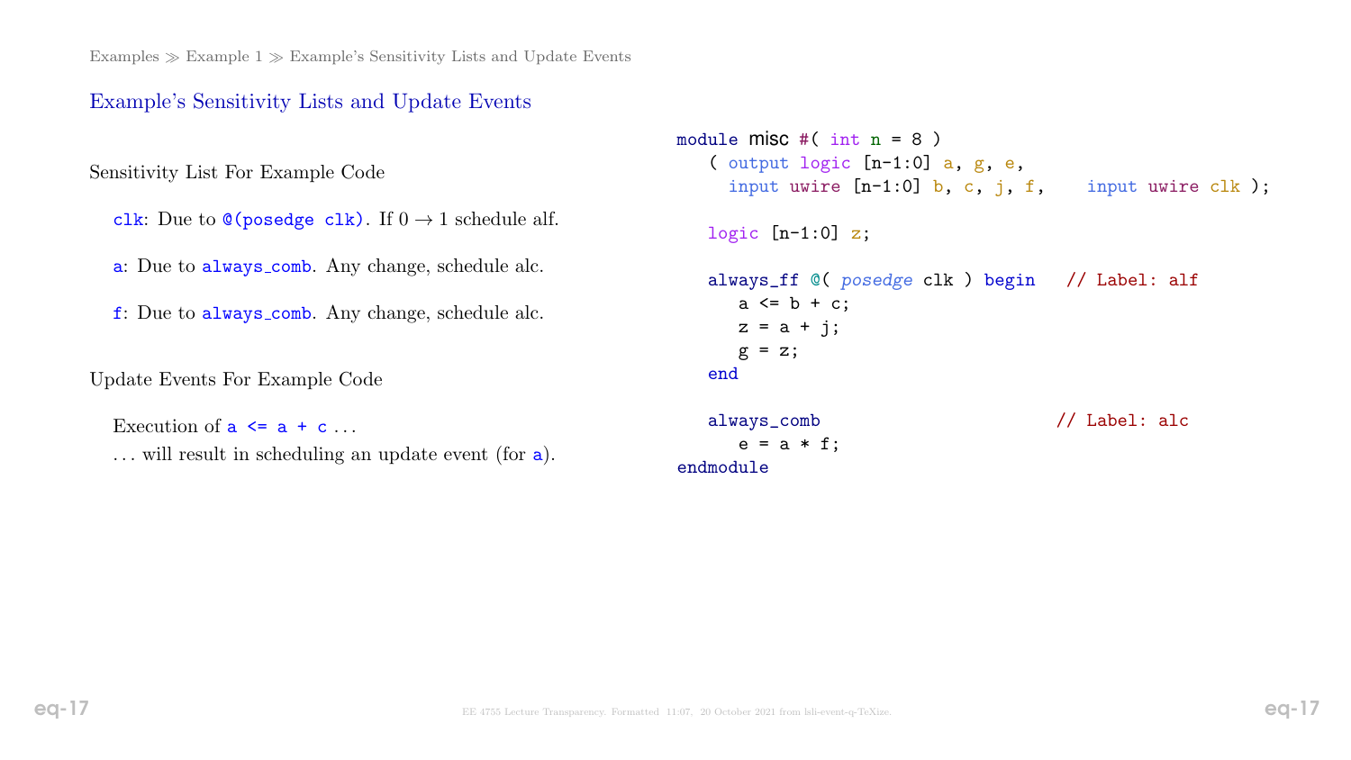## Example's Sensitivity Lists and Update Events

Sensitivity List For Example Code

`clk`: Due to `@(posedge clk)`. If $0 \rightarrow 1$ schedule alf.

`a`: Due to `always_comb`. Any change, schedule alc.

`f`: Due to `always_comb`. Any change, schedule alc.

Update Events For Example Code

Execution of `a <= a + c` ...
... will result in scheduling an update event (for `a`).

```
module misc #( int n = 8 )
   ( output logic [n-1:0] a, g, e,
     input uwire [n-1:0] b, c, j, f,    input uwire clk );

   logic [n-1:0] z;

   always_ff @( posedge clk ) begin   // Label: alf
      a <= b + c;
      z = a + j;
      g = z;
   end

   always_comb                        // Label: alc
      e = a * f;
endmodule
```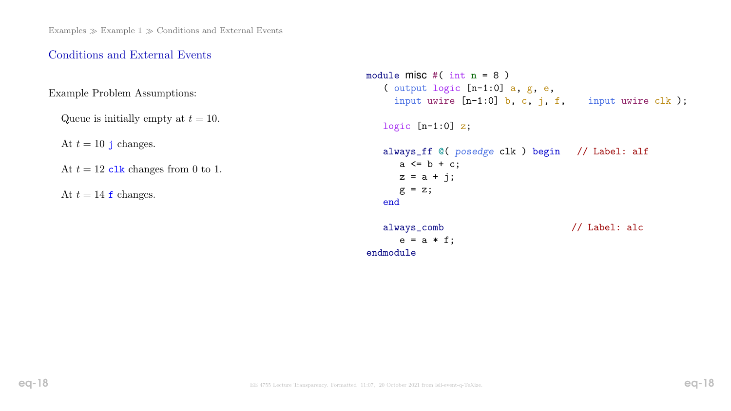## Conditions and External Events

Example Problem Assumptions:

Queue is initially empty at $t = 10$.

At $t = 10$ `j` changes.

At $t = 12$ `clk` changes from 0 to 1.

At $t = 14$ `f` changes.

```
module misc #( int n = 8 )
   ( output logic [n-1:0] a, g, e,
     input uwire [n-1:0] b, c, j, f,    input uwire clk );

   logic [n-1:0] z;

   always_ff @( posedge clk ) begin   // Label: alf
      a <= b + c;
      z = a + j;
      g = z;
   end

   always_comb                        // Label: alc
      e = a * f;
endmodule
```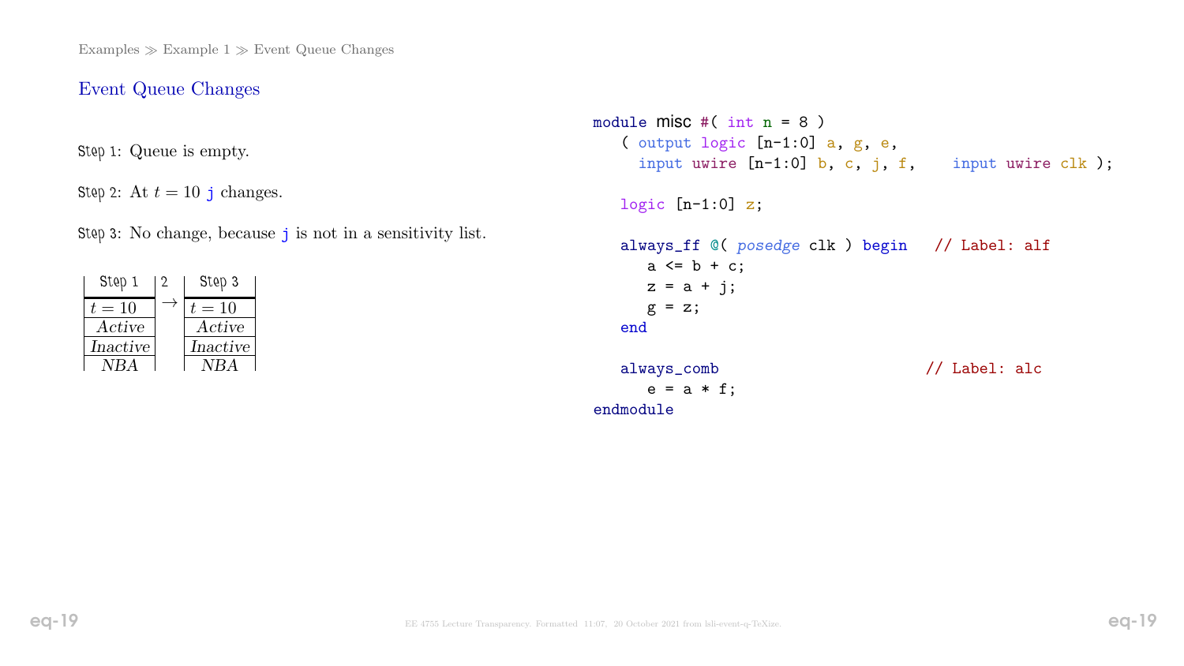Examples ≫ Example 1 ≫ Event Queue Changes

## Event Queue Changes

Step 1: Queue is empty.

Step 2: At $t = 10$ j changes.

Step 3: No change, because j is not in a sensitivity list.

| Step 1 | 2 | Step 3 |
|---|---|---|
| $t = 10$ | $\rightarrow$ | $t = 10$ |
| *Active* | | *Active* |
| *Inactive* | | *Inactive* |
| *NBA* | | *NBA* |

```
module misc #( int n = 8 )
   ( output logic [n-1:0] a, g, e,
     input uwire [n-1:0] b, c, j, f,    input uwire clk );

   logic [n-1:0] z;

   always_ff @( posedge clk ) begin   // Label: alf
      a <= b + c;
      z = a + j;
      g = z;
   end

   always_comb                        // Label: alc
      e = a * f;
endmodule
```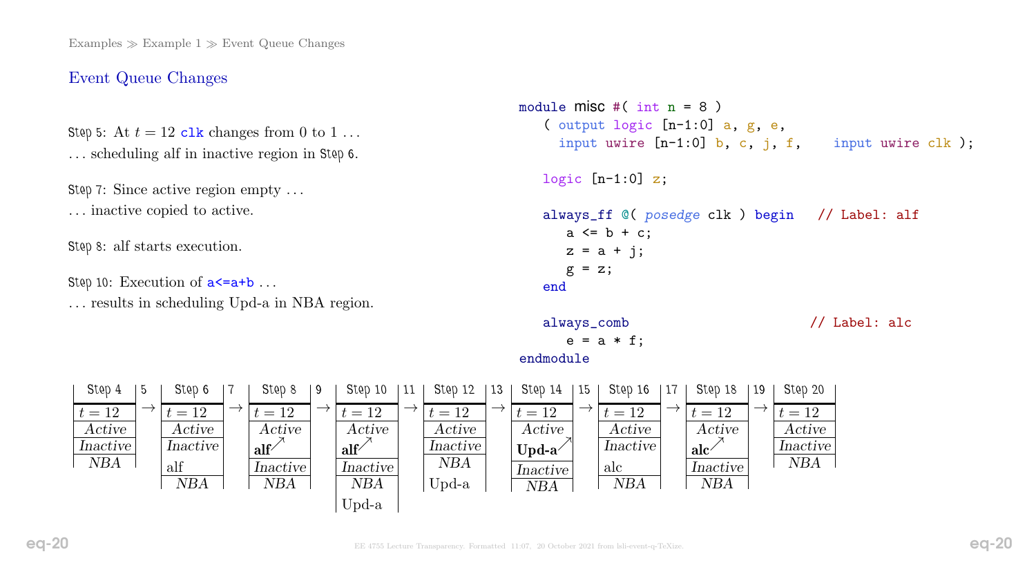## Event Queue Changes

Step 5: At $t = 12$ `clk` changes from 0 to 1 …

… scheduling alf in inactive region in Step 6.

Step 7: Since active region empty …

… inactive copied to active.

Step 8: alf starts execution.

Step 10: Execution of `a<=a+b` …

… results in scheduling Upd-a in NBA region.

```
module misc #( int n = 8 )
   ( output logic [n-1:0] a, g, e,
     input uwire [n-1:0] b, c, j, f,    input uwire clk );

   logic [n-1:0] z;

   always_ff @( posedge clk ) begin   // Label: alf
      a <= b + c;
      z = a + j;
      g = z;
   end

   always_comb                        // Label: alc
      e = a * f;
endmodule
```

| Step 4 | 5 | Step 6 | 7 | Step 8 | 9 | Step 10 | 11 | Step 12 | 13 | Step 14 | 15 | Step 16 | 17 | Step 18 | 19 | Step 20 |
|---|---|---|---|---|---|---|---|---|---|---|---|---|---|---|---|---|
| $t = 12$ | → | $t = 12$ | → | $t = 12$ | → | $t = 12$ | → | $t = 12$ | → | $t = 12$ | → | $t = 12$ | → | $t = 12$ | → | $t = 12$ |
| *Active* | | *Active* | | *Active* | | *Active* | | *Active* | | *Active* | | *Active* | | *Active* | | *Active* |
| *Inactive* | | *Inactive* | | **alf**↗ | | **alf**↗ | | *Inactive* | | **Upd-a**↗ | | *Inactive* | | **alc**↗ | | *Inactive* |
| *NBA* | | alf | | *Inactive* | | *Inactive* | | *NBA* | | *Inactive* | | alc | | *Inactive* | | *NBA* |
| | | *NBA* | | *NBA* | | *NBA* | | Upd-a | | *NBA* | | *NBA* | | *NBA* | | |
| | | | | | | Upd-a | | | | | | | | | | |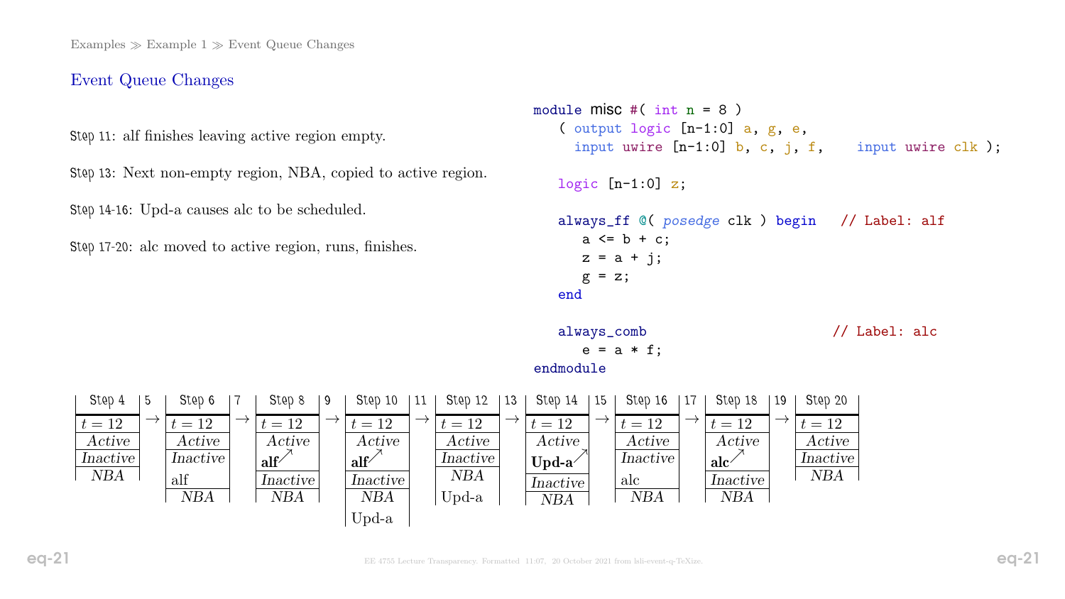## Event Queue Changes

Step 11: alf finishes leaving active region empty.

Step 13: Next non-empty region, NBA, copied to active region.

Step 14-16: Upd-a causes alc to be scheduled.

Step 17-20: alc moved to active region, runs, finishes.

```
module misc #( int n = 8 )
   ( output logic [n-1:0] a, g, e,
     input uwire [n-1:0] b, c, j, f,    input uwire clk );

   logic [n-1:0] z;

   always_ff @( posedge clk ) begin   // Label: alf
      a <= b + c;
      z = a + j;
      g = z;
   end

   always_comb                        // Label: alc
      e = a * f;
endmodule
```

| Step 4 | Step 6 | Step 8 | Step 10 | Step 12 | Step 14 | Step 16 | Step 18 | Step 20 |
|---|---|---|---|---|---|---|---|---|
| $t = 12$ | $t = 12$ | $t = 12$ | $t = 12$ | $t = 12$ | $t = 12$ | $t = 12$ | $t = 12$ | $t = 12$ |
| *Active* | *Active* | *Active*: **alf**↗ | *Active*: **alf**↗ | *Active* | *Active*: **Upd-a**↗ | *Active* | *Active*: **alc**↗ | *Active* |
| *Inactive* | *Inactive*: alf | *Inactive* | *Inactive* | *Inactive* | *Inactive* | *Inactive*: alc | *Inactive* | *Inactive* |
| *NBA* | *NBA* | *NBA* | *NBA*: Upd-a | *NBA*: Upd-a | *NBA* | *NBA* | *NBA* | *NBA* |

Transitions between columns: 5, 7, 9, 11, 13, 15, 17, 19 (→)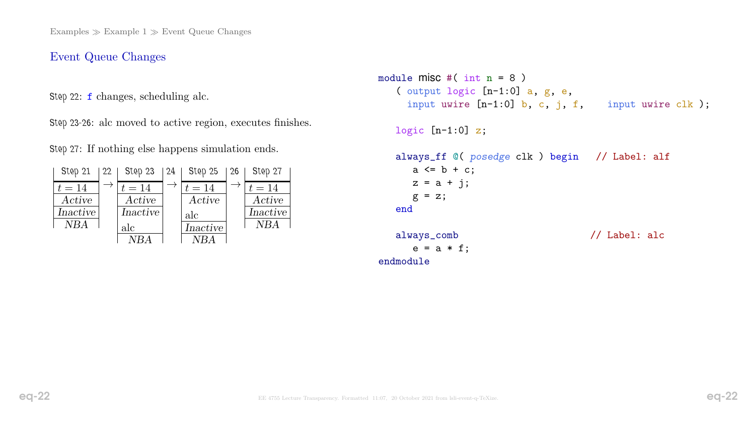Examples ≫ Example 1 ≫ Event Queue Changes

## Event Queue Changes

Step 22: `f` changes, scheduling alc.

Step 23-26: alc moved to active region, executes finishes.

Step 27: If nothing else happens simulation ends.

| Step 21 | 22 | Step 23 | 24 | Step 25 | 26 | Step 27 |
|---|---|---|---|---|---|---|
| $t = 14$ | → | $t = 14$ | → | $t = 14$ | → | $t = 14$ |
| *Active* | | *Active* | | *Active* | | *Active* |
| | | | | alc | | |
| *Inactive* | | *Inactive* | | *Inactive* | | *Inactive* |
| | | alc | | | | |
| *NBA* | | *NBA* | | *NBA* | | *NBA* |

```
module misc #( int n = 8 )
   ( output logic [n-1:0] a, g, e,
     input uwire [n-1:0] b, c, j, f,    input uwire clk );

   logic [n-1:0] z;

   always_ff @( posedge clk ) begin   // Label: alf
      a <= b + c;
      z = a + j;
      g = z;
   end

   always_comb                        // Label: alc
      e = a * f;
endmodule
```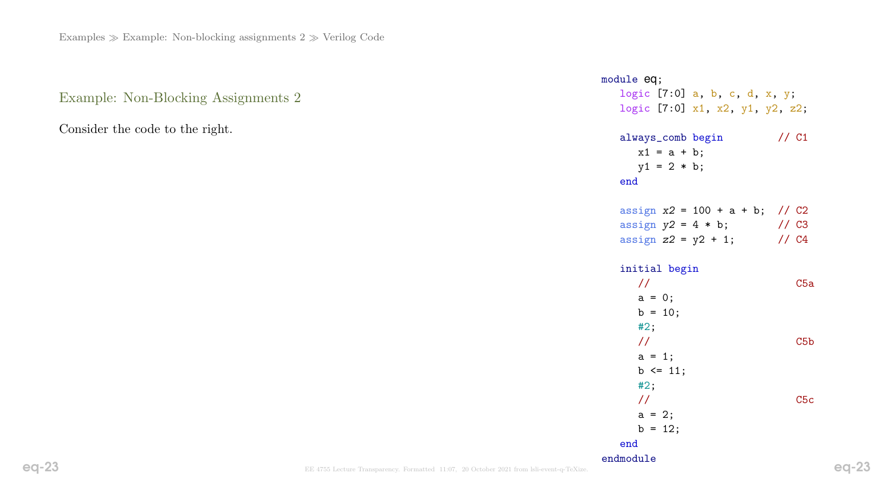## Example: Non-Blocking Assignments 2

Consider the code to the right.

```
module eq;
   logic [7:0] a, b, c, d, x, y;
   logic [7:0] x1, x2, y1, y2, z2;

   always_comb begin         // C1
      x1 = a + b;
      y1 = 2 * b;
   end

   assign x2 = 100 + a + b;  // C2
   assign y2 = 4 * b;        // C3
   assign z2 = y2 + 1;       // C4

   initial begin
      //                       C5a
      a = 0;
      b = 10;
      #2;
      //                       C5b
      a = 1;
      b <= 11;
      #2;
      //                       C5c
      a = 2;
      b = 12;
   end
endmodule
```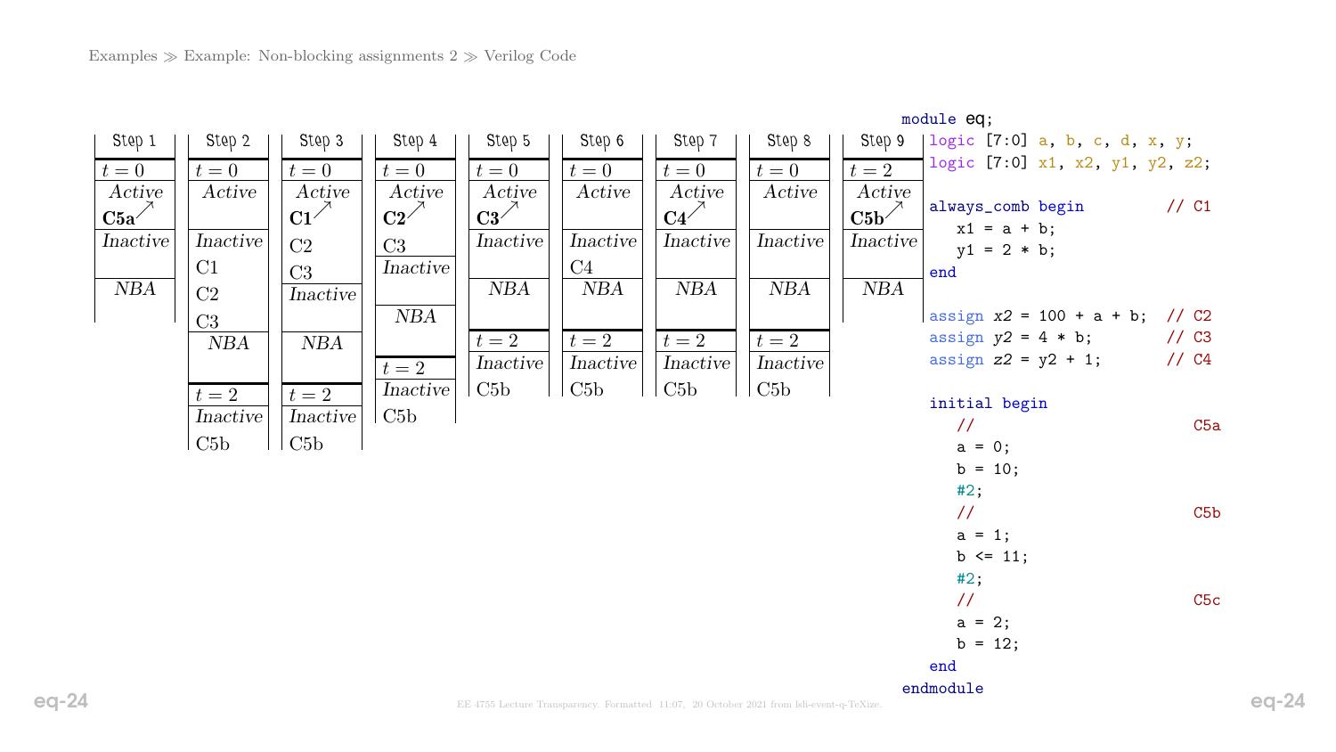| Step 1 | Step 2 | Step 3 | Step 4 | Step 5 | Step 6 | Step 7 | Step 8 | Step 9 |
|---|---|---|---|---|---|---|---|---|
| $t = 0$ | $t = 0$ | $t = 0$ | $t = 0$ | $t = 0$ | $t = 0$ | $t = 0$ | $t = 0$ | $t = 2$ |
| *Active* | *Active* | *Active* | *Active* | *Active* | *Active* | *Active* | *Active* | *Active* |
| **C5a**↗ | | **C1**↗ | **C2**↗ | **C3**↗ | | **C4**↗ | | **C5b**↗ |
| | | C2 | C3 | | | | | |
| | | C3 | | | | | | |
| *Inactive* | *Inactive* | *Inactive* | *Inactive* | *Inactive* | *Inactive* | *Inactive* | *Inactive* | *Inactive* |
| | C1 | | | | C4 | | | |
| | C2 | | | | | | | |
| | C3 | | | | | | | |
| *NBA* | *NBA* | *NBA* | *NBA* | *NBA* | *NBA* | *NBA* | *NBA* | *NBA* |
| | $t = 2$ | $t = 2$ | $t = 2$ | $t = 2$ | $t = 2$ | $t = 2$ | $t = 2$ | |
| | *Inactive* | *Inactive* | *Inactive* | *Inactive* | *Inactive* | *Inactive* | *Inactive* | |
| | C5b | C5b | C5b | C5b | C5b | C5b | C5b | |

```
module eq;
   logic [7:0] a, b, c, d, x, y;
   logic [7:0] x1, x2, y1, y2, z2;

   always_comb begin          // C1
      x1 = a + b;
      y1 = 2 * b;
   end

   assign x2 = 100 + a + b;  // C2
   assign y2 = 4 * b;        // C3
   assign z2 = y2 + 1;       // C4

   initial begin
      //                        C5a
      a = 0;
      b = 10;
      #2;
      //                        C5b
      a = 1;
      b <= 11;
      #2;
      //                        C5c
      a = 2;
      b = 12;
   end
endmodule
```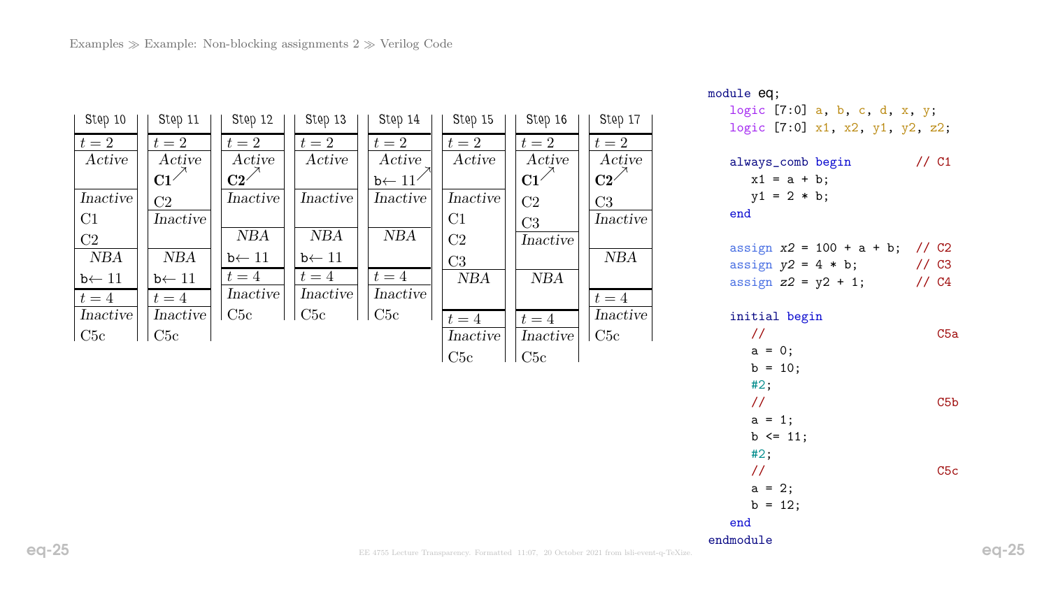Examples ≫ Example: Non-blocking assignments 2 ≫ Verilog Code

**Step 10**

| $t = 2$ |
|---|
| *Active* |
| *Inactive* |
| C1 |
| C2 |
| *NBA* |
| b← 11 |
| $t = 4$ |
| *Inactive* |
| C5c |

**Step 11**

| $t = 2$ |
|---|
| *Active* |
| **C1**↗ |
| C2 |
| *Inactive* |
| *NBA* |
| b← 11 |
| $t = 4$ |
| *Inactive* |
| C5c |

**Step 12**

| $t = 2$ |
|---|
| *Active* |
| **C2**↗ |
| *Inactive* |
| *NBA* |
| b← 11 |
| $t = 4$ |
| *Inactive* |
| C5c |

**Step 13**

| $t = 2$ |
|---|
| *Active* |
| *Inactive* |
| *NBA* |
| b← 11 |
| $t = 4$ |
| *Inactive* |
| C5c |

**Step 14**

| $t = 2$ |
|---|
| *Active* |
| b← 11↗ |
| *Inactive* |
| *NBA* |
| $t = 4$ |
| *Inactive* |
| C5c |

**Step 15**

| $t = 2$ |
|---|
| *Active* |
| *Inactive* |
| C1 |
| C2 |
| C3 |
| *NBA* |
| $t = 4$ |
| *Inactive* |
| C5c |

**Step 16**

| $t = 2$ |
|---|
| *Active* |
| **C1**↗ |
| C2 |
| C3 |
| *Inactive* |
| *NBA* |
| $t = 4$ |
| *Inactive* |
| C5c |

**Step 17**

| $t = 2$ |
|---|
| *Active* |
| **C2**↗ |
| C3 |
| *Inactive* |
| *NBA* |
| $t = 4$ |
| *Inactive* |
| C5c |

```
module eq;
   logic [7:0] a, b, c, d, x, y;
   logic [7:0] x1, x2, y1, y2, z2;

   always_comb begin          // C1
      x1 = a + b;
      y1 = 2 * b;
   end

   assign x2 = 100 + a + b;  // C2
   assign y2 = 4 * b;         // C3
   assign z2 = y2 + 1;        // C4

   initial begin
      //                         C5a
      a = 0;
      b = 10;
      #2;
      //                         C5b
      a = 1;
      b <= 11;
      #2;
      //                         C5c
      a = 2;
      b = 12;
   end
endmodule
```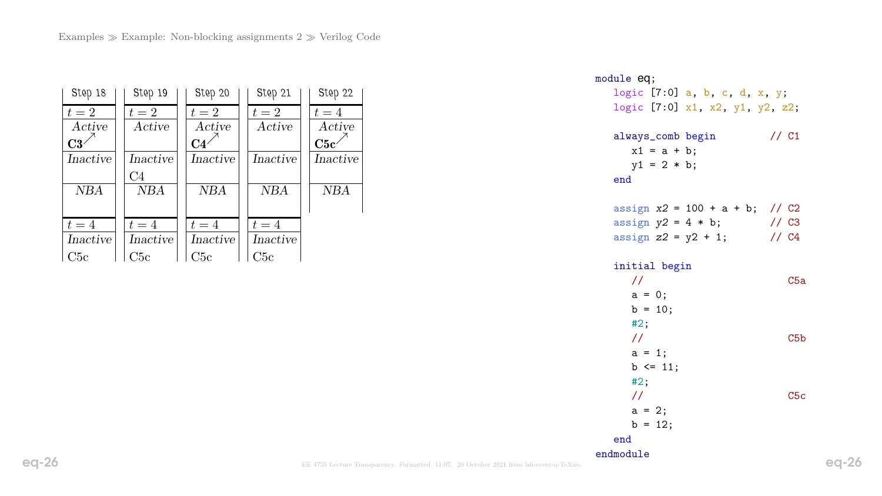Examples ≫ Example: Non-blocking assignments 2 ≫ Verilog Code

| Step 18 | Step 19 | Step 20 | Step 21 | Step 22 |
|---|---|---|---|---|
| $t = 2$ | $t = 2$ | $t = 2$ | $t = 2$ | $t = 4$ |
| *Active* **C3** ↗ | *Active* | *Active* **C4** ↗ | *Active* | *Active* **C5c** ↗ |
| *Inactive* | *Inactive* C4 | *Inactive* | *Inactive* | *Inactive* |
| *NBA* | *NBA* | *NBA* | *NBA* | *NBA* |
| $t = 4$ | $t = 4$ | $t = 4$ | $t = 4$ | |
| *Inactive* C5c | *Inactive* C5c | *Inactive* C5c | *Inactive* C5c | |

```
module eq;
   logic [7:0] a, b, c, d, x, y;
   logic [7:0] x1, x2, y1, y2, z2;

   always_comb begin         // C1
      x1 = a + b;
      y1 = 2 * b;
   end

   assign x2 = 100 + a + b;  // C2
   assign y2 = 4 * b;        // C3
   assign z2 = y2 + 1;       // C4

   initial begin
      //                       C5a
      a = 0;
      b = 10;
      #2;
      //                       C5b
      a = 1;
      b <= 11;
      #2;
      //                       C5c
      a = 2;
      b = 12;
   end
endmodule
```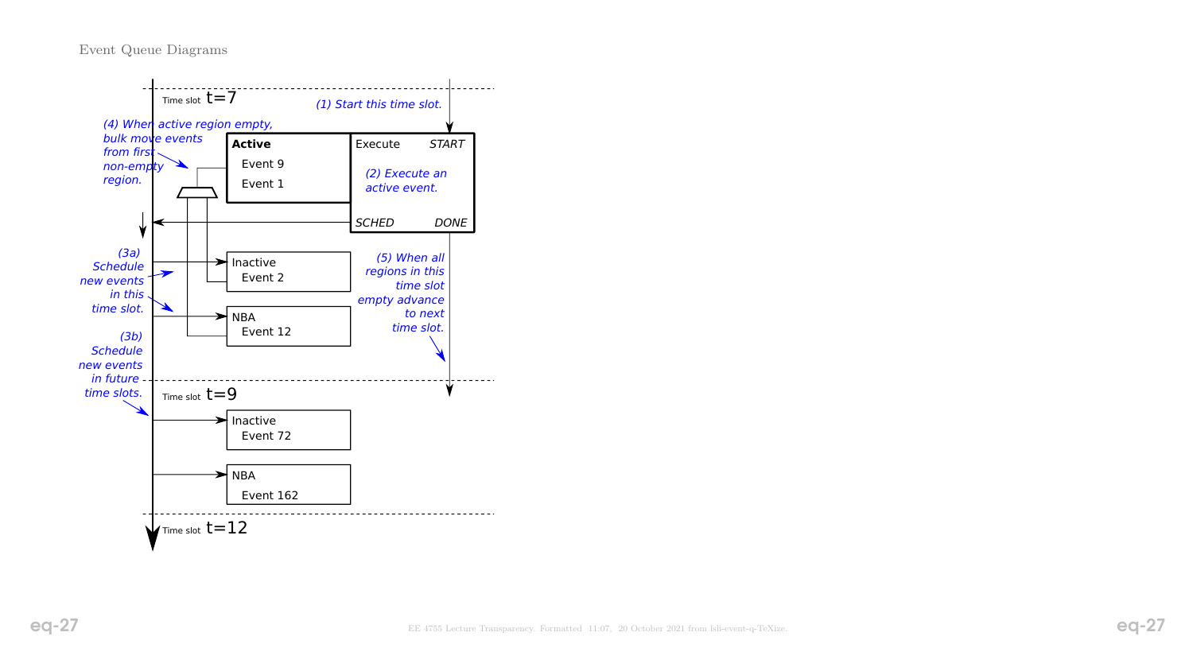Event Queue Diagrams

Time slot t=7

(1) Start this time slot.

(4) When active region empty, bulk move events from first non-empty region.

**Active**
Event 9
Event 1

Execute START

(2) Execute an active event.

SCHED DONE

(3a) Schedule new events in this time slot.

Inactive
Event 2

(5) When all regions in this time slot empty advance to next time slot.

NBA
Event 12

(3b) Schedule new events in future time slots.

Time slot t=9

Inactive
Event 72

NBA
Event 162

Time slot t=12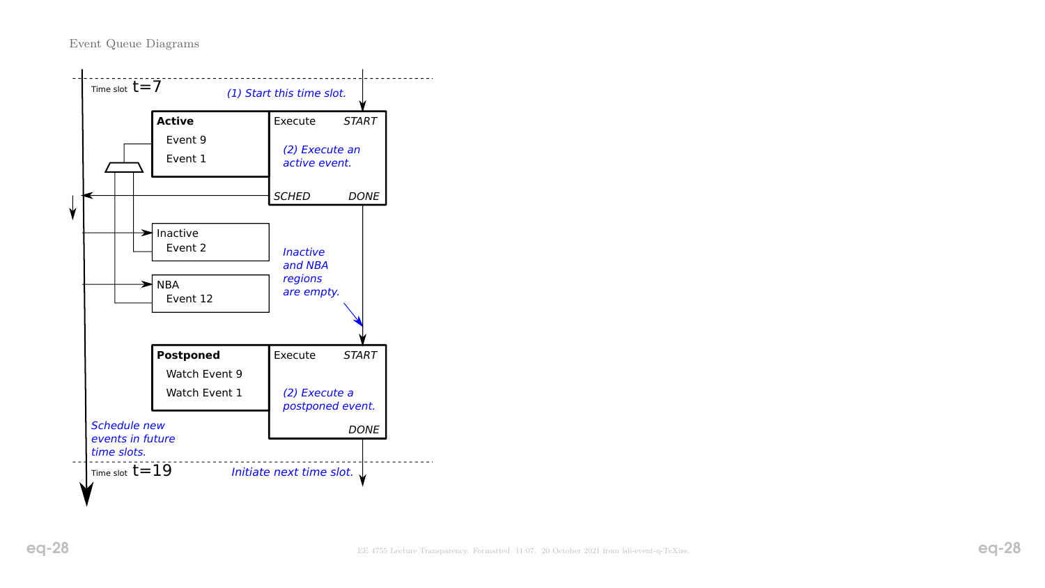Event Queue Diagrams

Time slot t=7

*(1) Start this time slot.*

**Active**
Event 9
Event 1

Execute *START*

*(2) Execute an active event.*

*SCHED* *DONE*

Inactive
Event 2

NBA
Event 12

*Inactive and NBA regions are empty.*

**Postponed**
Watch Event 9
Watch Event 1

Execute *START*

*(2) Execute a postponed event.*

*DONE*

*Schedule new events in future time slots.*

Time slot t=19

*Initiate next time slot.*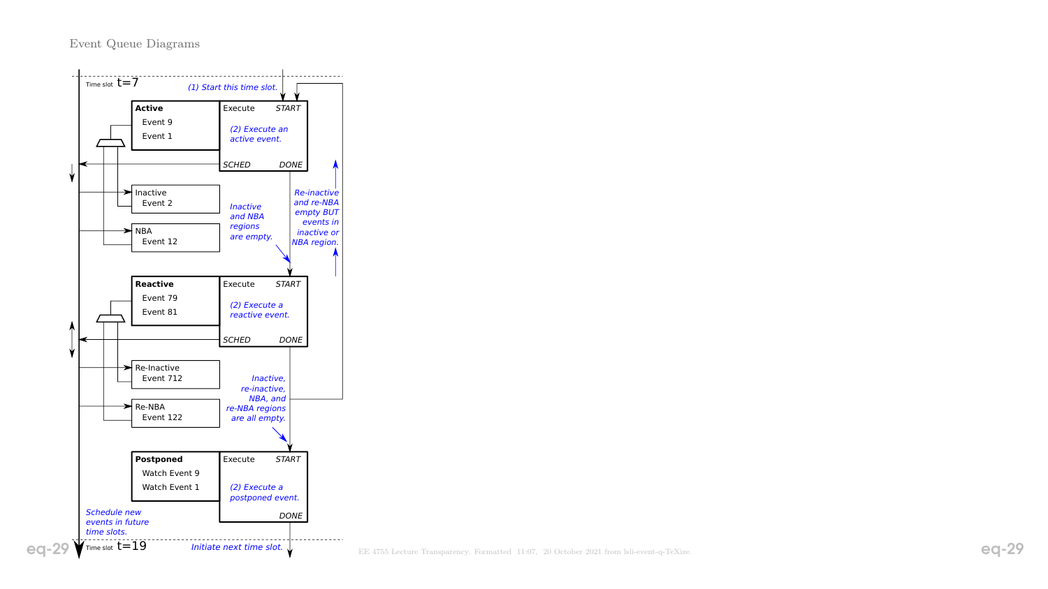# Event Queue Diagrams

Time slot t=7

(1) Start this time slot.

**Active**

Event 9

Event 1

Execute START

(2) Execute an active event.

SCHED DONE

Inactive

Event 2

NBA

Event 12

Inactive and NBA regions are empty.

Re-inactive and re-NBA empty BUT events in inactive or NBA region.

**Reactive**

Event 79

Event 81

Execute START

(2) Execute a reactive event.

SCHED DONE

Re-Inactive

Event 712

Re-NBA

Event 122

Inactive, re-inactive, NBA, and re-NBA regions are all empty.

**Postponed**

Watch Event 9

Watch Event 1

Execute START

(2) Execute a postponed event.

DONE

Schedule new events in future time slots.

Time slot t=19

Initiate next time slot.